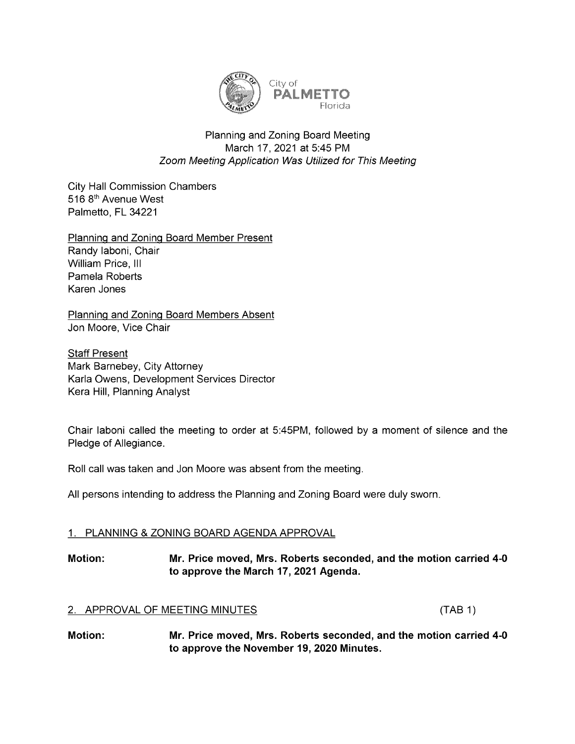City of
PALMETTO
Florida

# Planning and Zoning Board Meeting
March 17, 2021 at 5:45 PM
*Zoom Meeting Application Was Utilized for This Meeting*

City Hall Commission Chambers
516 8th Avenue West
Palmetto, FL 34221

Planning and Zoning Board Member Present
Randy Iaboni, Chair
William Price, III
Pamela Roberts
Karen Jones

Planning and Zoning Board Members Absent
Jon Moore, Vice Chair

Staff Present
Mark Barnebey, City Attorney
Karla Owens, Development Services Director
Kera Hill, Planning Analyst

Chair Iaboni called the meeting to order at 5:45PM, followed by a moment of silence and the Pledge of Allegiance.

Roll call was taken and Jon Moore was absent from the meeting.

All persons intending to address the Planning and Zoning Board were duly sworn.

## 1. PLANNING & ZONING BOARD AGENDA APPROVAL

**Motion: Mr. Price moved, Mrs. Roberts seconded, and the motion carried 4-0 to approve the March 17, 2021 Agenda.**

## 2. APPROVAL OF MEETING MINUTES (TAB 1)

**Motion: Mr. Price moved, Mrs. Roberts seconded, and the motion carried 4-0 to approve the November 19, 2020 Minutes.**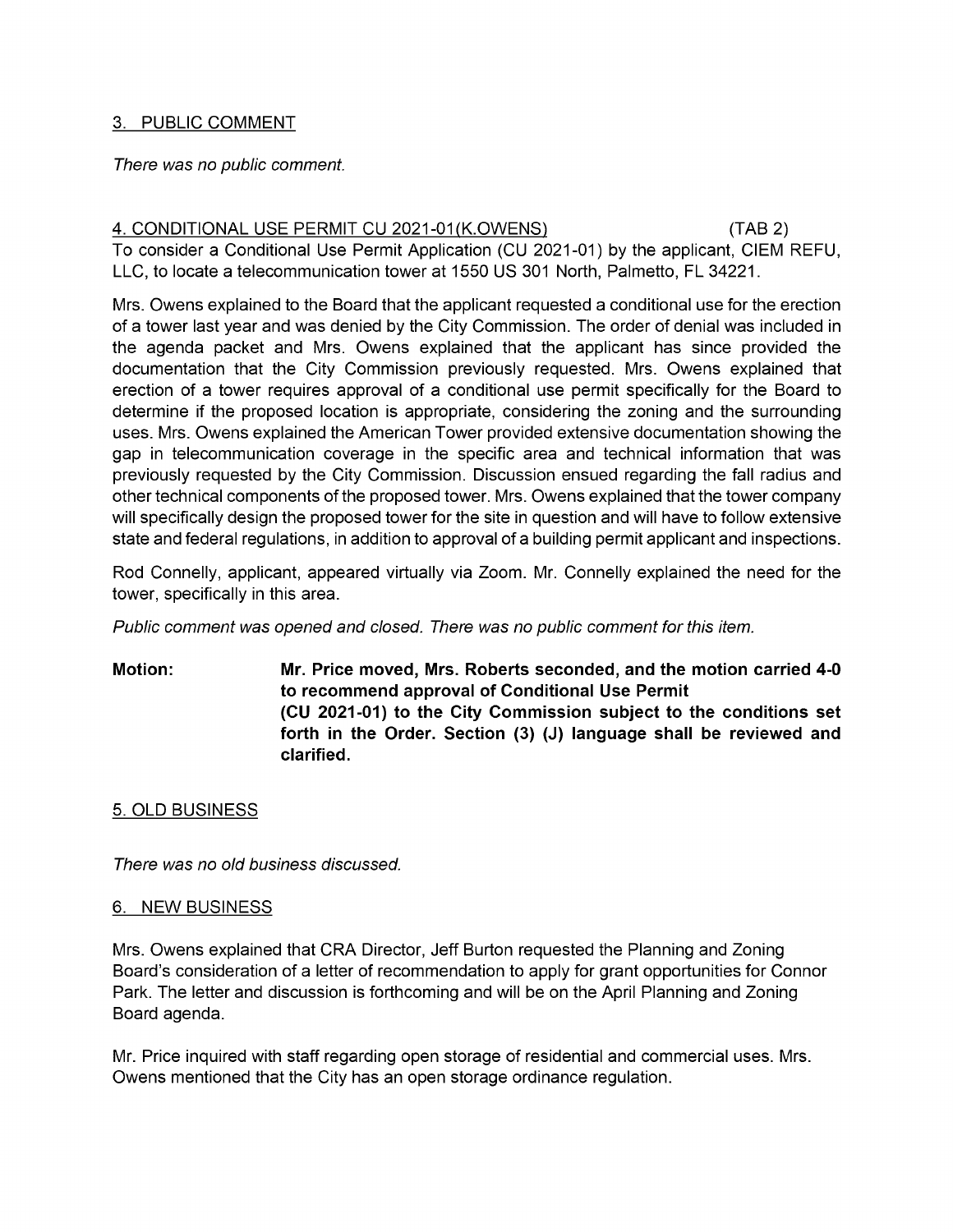## 3. PUBLIC COMMENT

*There was no public comment.*

## 4. CONDITIONAL USE PERMIT CU 2021-01(K.OWENS) (TAB 2)

To consider a Conditional Use Permit Application (CU 2021-01) by the applicant, CIEM REFU, LLC, to locate a telecommunication tower at 1550 US 301 North, Palmetto, FL 34221.

Mrs. Owens explained to the Board that the applicant requested a conditional use for the erection of a tower last year and was denied by the City Commission. The order of denial was included in the agenda packet and Mrs. Owens explained that the applicant has since provided the documentation that the City Commission previously requested. Mrs. Owens explained that erection of a tower requires approval of a conditional use permit specifically for the Board to determine if the proposed location is appropriate, considering the zoning and the surrounding uses. Mrs. Owens explained the American Tower provided extensive documentation showing the gap in telecommunication coverage in the specific area and technical information that was previously requested by the City Commission. Discussion ensued regarding the fall radius and other technical components of the proposed tower. Mrs. Owens explained that the tower company will specifically design the proposed tower for the site in question and will have to follow extensive state and federal regulations, in addition to approval of a building permit applicant and inspections.

Rod Connelly, applicant, appeared virtually via Zoom. Mr. Connelly explained the need for the tower, specifically in this area.

*Public comment was opened and closed. There was no public comment for this item.*

**Motion:** **Mr. Price moved, Mrs. Roberts seconded, and the motion carried 4-0 to recommend approval of Conditional Use Permit (CU 2021-01) to the City Commission subject to the conditions set forth in the Order. Section (3) (J) language shall be reviewed and clarified.**

## 5. OLD BUSINESS

*There was no old business discussed.*

## 6. NEW BUSINESS

Mrs. Owens explained that CRA Director, Jeff Burton requested the Planning and Zoning Board's consideration of a letter of recommendation to apply for grant opportunities for Connor Park. The letter and discussion is forthcoming and will be on the April Planning and Zoning Board agenda.

Mr. Price inquired with staff regarding open storage of residential and commercial uses. Mrs. Owens mentioned that the City has an open storage ordinance regulation.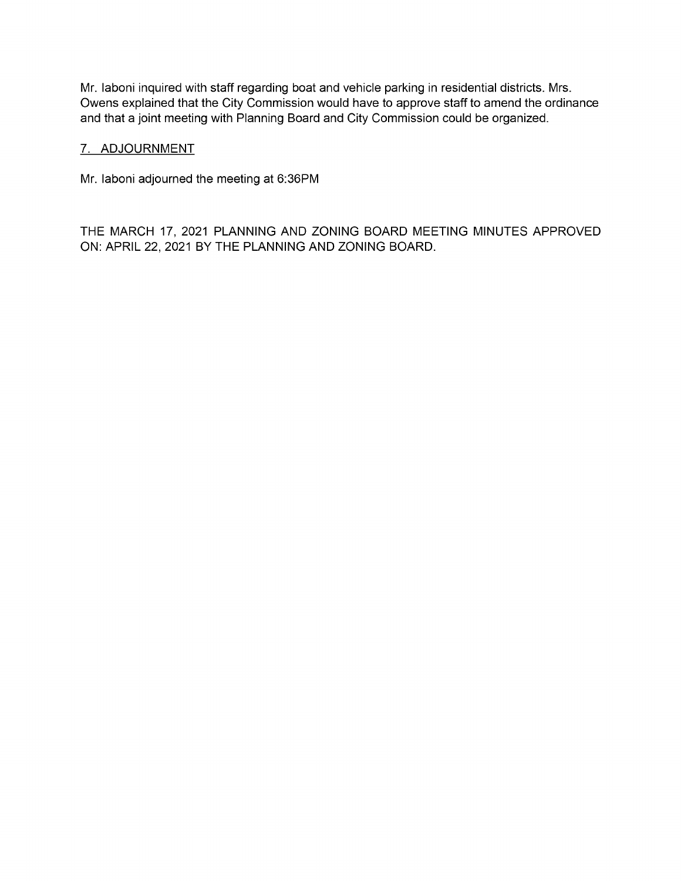Mr. Iaboni inquired with staff regarding boat and vehicle parking in residential districts. Mrs. Owens explained that the City Commission would have to approve staff to amend the ordinance and that a joint meeting with Planning Board and City Commission could be organized.

## 7. ADJOURNMENT

Mr. Iaboni adjourned the meeting at 6:36PM

THE MARCH 17, 2021 PLANNING AND ZONING BOARD MEETING MINUTES APPROVED ON: APRIL 22, 2021 BY THE PLANNING AND ZONING BOARD.